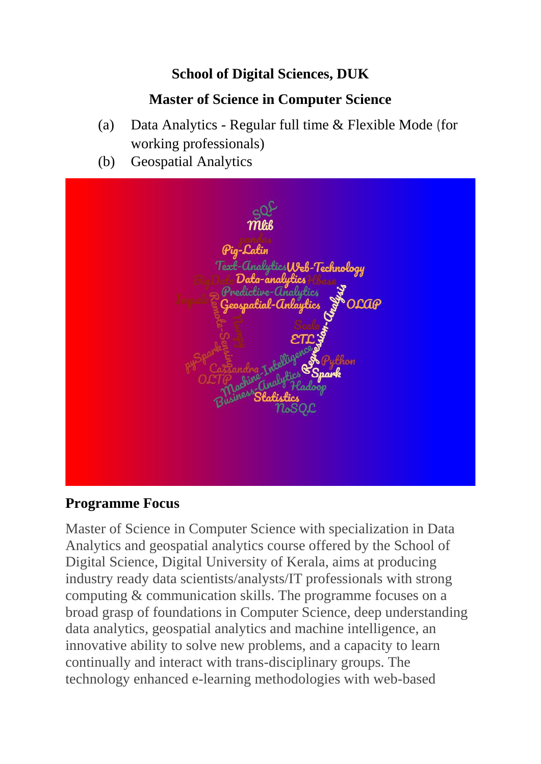**School of Digital Sciences, DUK**

**Master of Science in Computer Science**

(a) Data Analytics - Regular full time & Flexible Mode (for working professionals)

(b) Geospatial Analytics

## Programme Focus

Master of Science in Computer Science with specialization in Data Analytics and geospatial analytics course offered by the School of Digital Science, Digital University of Kerala, aims at producing industry ready data scientists/analysts/IT professionals with strong computing & communication skills. The programme focuses on a broad grasp of foundations in Computer Science, deep understanding data analytics, geospatial analytics and machine intelligence, an innovative ability to solve new problems, and a capacity to learn continually and interact with trans-disciplinary groups. The technology enhanced e-learning methodologies with web-based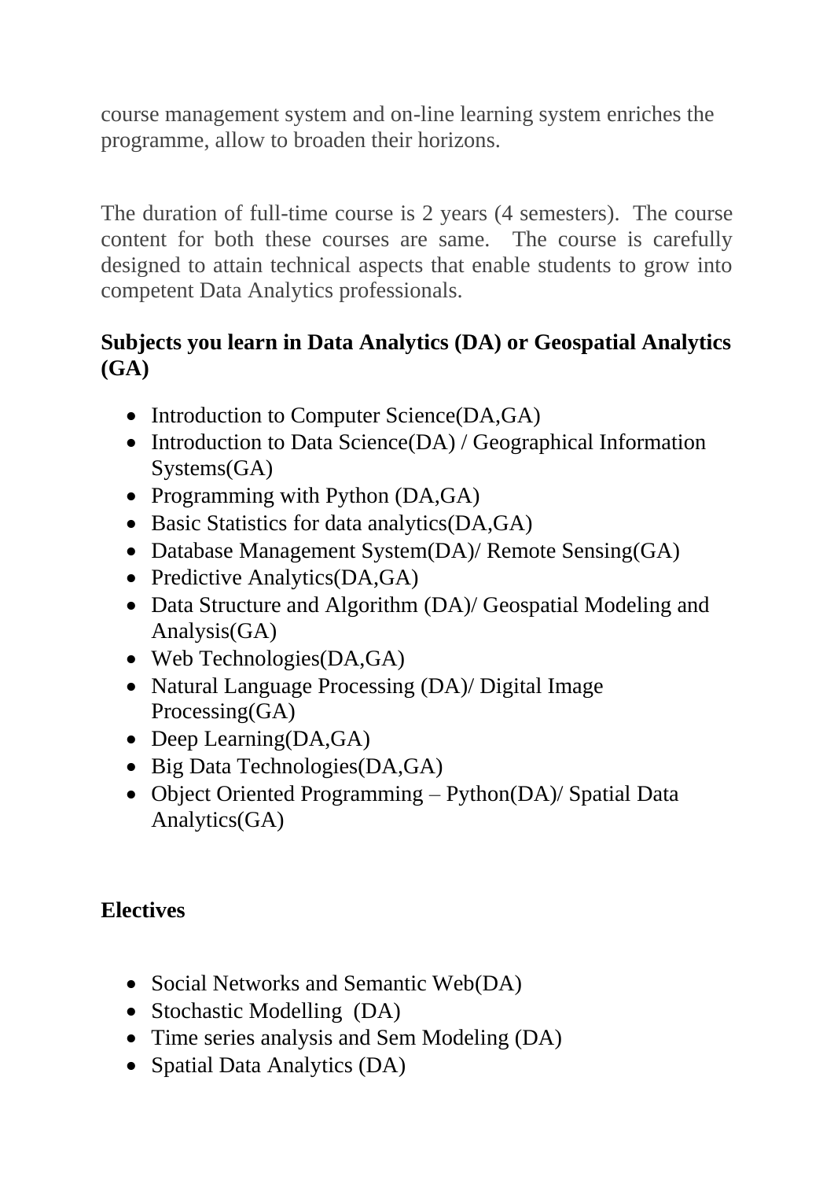course management system and on-line learning system enriches the programme, allow to broaden their horizons.

The duration of full-time course is 2 years (4 semesters). The course content for both these courses are same. The course is carefully designed to attain technical aspects that enable students to grow into competent Data Analytics professionals.

**Subjects you learn in Data Analytics (DA) or Geospatial Analytics (GA)**

- Introduction to Computer Science(DA,GA)
- Introduction to Data Science(DA) / Geographical Information Systems(GA)
- Programming with Python (DA,GA)
- Basic Statistics for data analytics(DA,GA)
- Database Management System(DA)/ Remote Sensing(GA)
- Predictive Analytics(DA,GA)
- Data Structure and Algorithm (DA)/ Geospatial Modeling and Analysis(GA)
- Web Technologies(DA,GA)
- Natural Language Processing (DA)/ Digital Image Processing(GA)
- Deep Learning(DA,GA)
- Big Data Technologies(DA,GA)
- Object Oriented Programming – Python(DA)/ Spatial Data Analytics(GA)

**Electives**

- Social Networks and Semantic Web(DA)
- Stochastic Modelling (DA)
- Time series analysis and Sem Modeling (DA)
- Spatial Data Analytics (DA)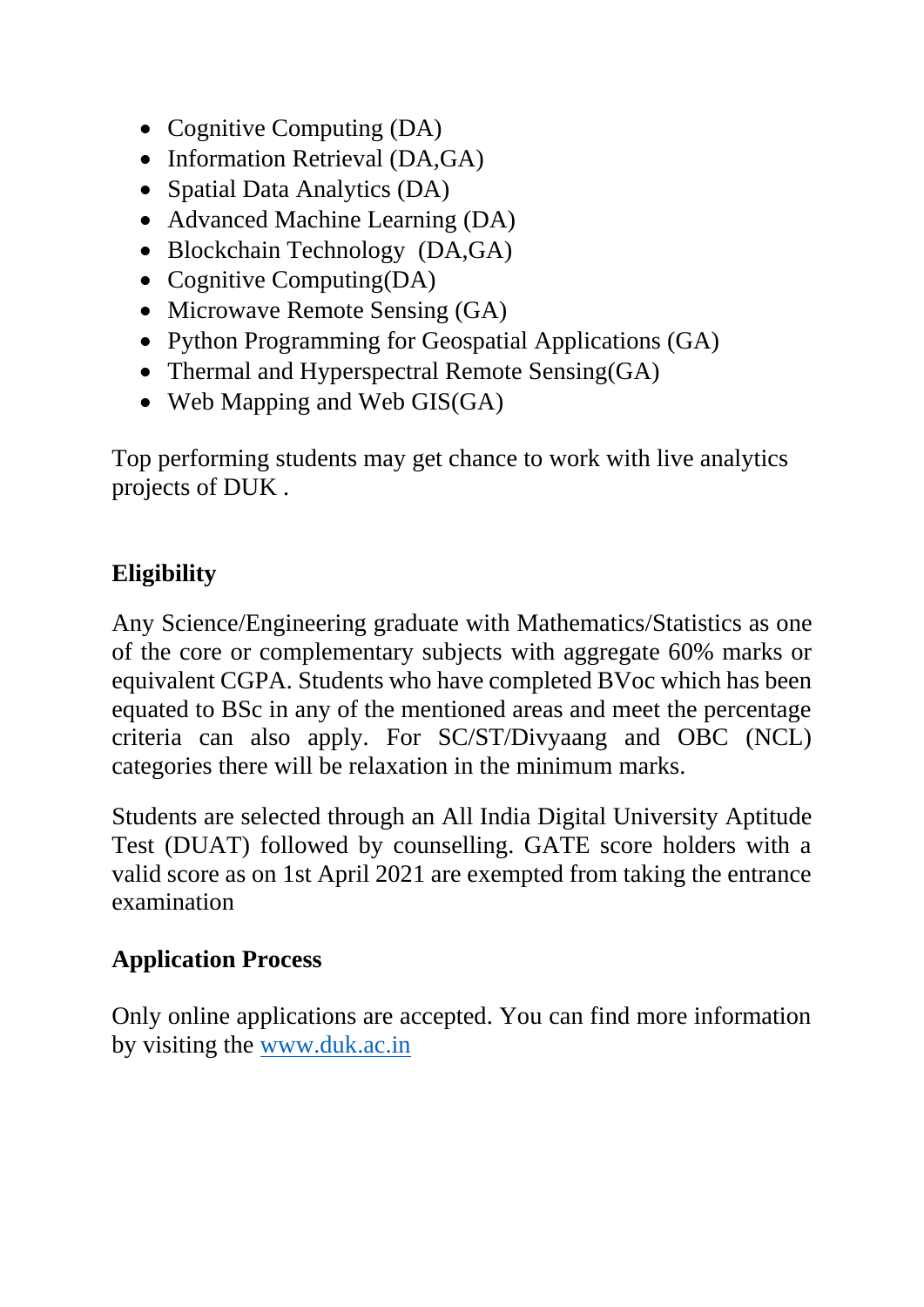- Cognitive Computing (DA)
- Information Retrieval (DA,GA)
- Spatial Data Analytics (DA)
- Advanced Machine Learning (DA)
- Blockchain Technology  (DA,GA)
- Cognitive Computing(DA)
- Microwave Remote Sensing (GA)
- Python Programming for Geospatial Applications (GA)
- Thermal and Hyperspectral Remote Sensing(GA)
- Web Mapping and Web GIS(GA)

Top performing students may get chance to work with live analytics projects of DUK .

**Eligibility**

Any Science/Engineering graduate with Mathematics/Statistics as one of the core or complementary subjects with aggregate 60% marks or equivalent CGPA. Students who have completed BVoc which has been equated to BSc in any of the mentioned areas and meet the percentage criteria can also apply. For SC/ST/Divyaang and OBC (NCL) categories there will be relaxation in the minimum marks.

Students are selected through an All India Digital University Aptitude Test (DUAT) followed by counselling. GATE score holders with a valid score as on 1st April 2021 are exempted from taking the entrance examination

**Application Process**

Only online applications are accepted. You can find more information by visiting the [www.duk.ac.in](http://www.duk.ac.in)